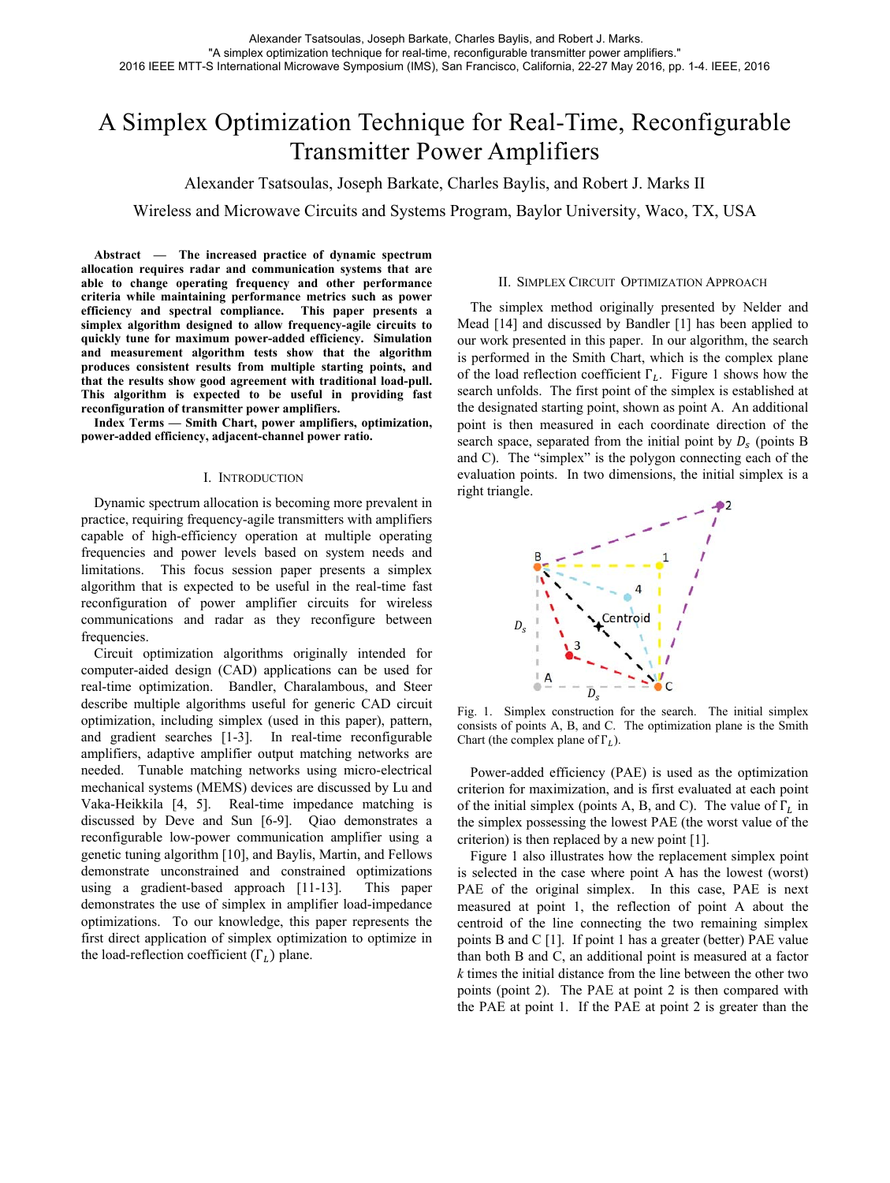Alexander Tsatsoulas, Joseph Barkate, Charles Baylis, and Robert J. Marks.
"A simplex optimization technique for real-time, reconfigurable transmitter power amplifiers."
2016 IEEE MTT-S International Microwave Symposium (IMS), San Francisco, California, 22-27 May 2016, pp. 1-4. IEEE, 2016

# A Simplex Optimization Technique for Real-Time, Reconfigurable Transmitter Power Amplifiers

Alexander Tsatsoulas, Joseph Barkate, Charles Baylis, and Robert J. Marks II

Wireless and Microwave Circuits and Systems Program, Baylor University, Waco, TX, USA

***Abstract*** **— The increased practice of dynamic spectrum allocation requires radar and communication systems that are able to change operating frequency and other performance criteria while maintaining performance metrics such as power efficiency and spectral compliance. This paper presents a simplex algorithm designed to allow frequency-agile circuits to quickly tune for maximum power-added efficiency. Simulation and measurement algorithm tests show that the algorithm produces consistent results from multiple starting points, and that the results show good agreement with traditional load-pull. This algorithm is expected to be useful in providing fast reconfiguration of transmitter power amplifiers.**

***Index Terms*** **— Smith Chart, power amplifiers, optimization, power-added efficiency, adjacent-channel power ratio.**

## I. Introduction

Dynamic spectrum allocation is becoming more prevalent in practice, requiring frequency-agile transmitters with amplifiers capable of high-efficiency operation at multiple operating frequencies and power levels based on system needs and limitations. This focus session paper presents a simplex algorithm that is expected to be useful in the real-time fast reconfiguration of power amplifier circuits for wireless communications and radar as they reconfigure between frequencies.

Circuit optimization algorithms originally intended for computer-aided design (CAD) applications can be used for real-time optimization. Bandler, Charalambous, and Steer describe multiple algorithms useful for generic CAD circuit optimization, including simplex (used in this paper), pattern, and gradient searches [1-3]. In real-time reconfigurable amplifiers, adaptive amplifier output matching networks are needed. Tunable matching networks using micro-electrical mechanical systems (MEMS) devices are discussed by Lu and Vaka-Heikkila [4, 5]. Real-time impedance matching is discussed by Deve and Sun [6-9]. Qiao demonstrates a reconfigurable low-power communication amplifier using a genetic tuning algorithm [10], and Baylis, Martin, and Fellows demonstrate unconstrained and constrained optimizations using a gradient-based approach [11-13]. This paper demonstrates the use of simplex in amplifier load-impedance optimizations. To our knowledge, this paper represents the first direct application of simplex optimization to optimize in the load-reflection coefficient ($\Gamma_L$) plane.

## II. Simplex Circuit Optimization Approach

The simplex method originally presented by Nelder and Mead [14] and discussed by Bandler [1] has been applied to our work presented in this paper. In our algorithm, the search is performed in the Smith Chart, which is the complex plane of the load reflection coefficient $\Gamma_L$. Figure 1 shows how the search unfolds. The first point of the simplex is established at the designated starting point, shown as point A. An additional point is then measured in each coordinate direction of the search space, separated from the initial point by $D_s$ (points B and C). The "simplex" is the polygon connecting each of the evaluation points. In two dimensions, the initial simplex is a right triangle.

Fig. 1. Simplex construction for the search. The initial simplex consists of points A, B, and C. The optimization plane is the Smith Chart (the complex plane of $\Gamma_L$).

Power-added efficiency (PAE) is used as the optimization criterion for maximization, and is first evaluated at each point of the initial simplex (points A, B, and C). The value of $\Gamma_L$ in the simplex possessing the lowest PAE (the worst value of the criterion) is then replaced by a new point [1].

Figure 1 also illustrates how the replacement simplex point is selected in the case where point A has the lowest (worst) PAE of the original simplex. In this case, PAE is next measured at point 1, the reflection of point A about the centroid of the line connecting the two remaining simplex points B and C [1]. If point 1 has a greater (better) PAE value than both B and C, an additional point is measured at a factor $k$ times the initial distance from the line between the other two points (point 2). The PAE at point 2 is then compared with the PAE at point 1. If the PAE at point 2 is greater than the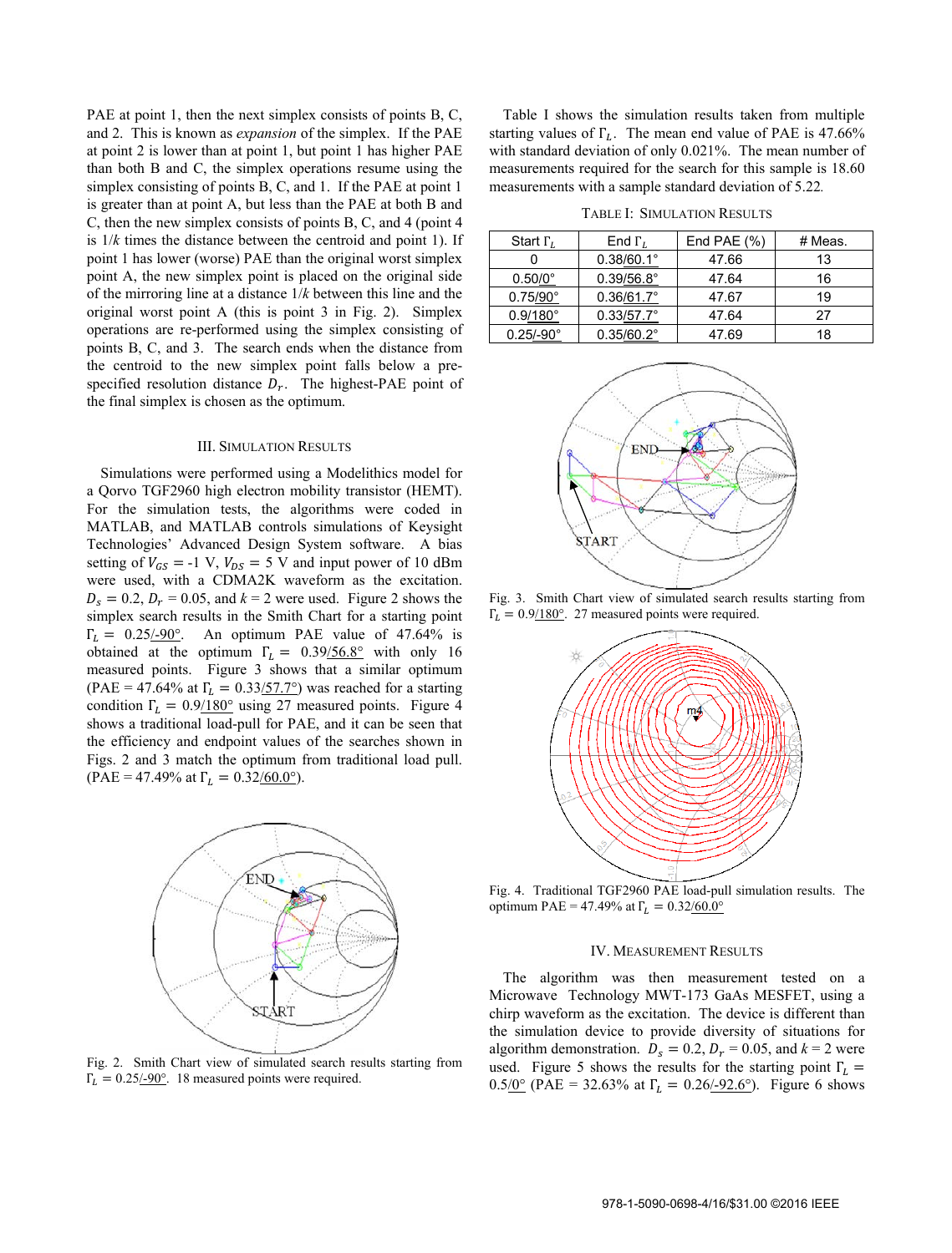PAE at point 1, then the next simplex consists of points B, C, and 2. This is known as *expansion* of the simplex. If the PAE at point 2 is lower than at point 1, but point 1 has higher PAE than both B and C, then the simplex operations resume using the simplex consisting of points B, C, and 1. If the PAE at point 1 is greater than at point A, but less than the PAE at both B and C, then the new simplex consists of points B, C, and 4 (point 4 is $1/k$ times the distance between the centroid and point 1). If point 1 has lower (worse) PAE than the original worst simplex point A, the new simplex point is placed on the original side of the mirroring line at a distance $1/k$ between this line and the original worst point A (this is point 3 in Fig. 2). Simplex operations are re-performed using the simplex consisting of points B, C, and 3. The search ends when the distance from the centroid to the new simplex point falls below a pre-specified resolution distance $D_r$. The highest-PAE point of the final simplex is chosen as the optimum.

## III. Simulation Results

Simulations were performed using a Modelithics model for a Qorvo TGF2960 high electron mobility transistor (HEMT). For the simulation tests, the algorithms were coded in MATLAB, and MATLAB controls simulations of Keysight Technologies' Advanced Design System software. A bias setting of $V_{GS}$ = -1 V, $V_{DS}$ = 5 V and input power of 10 dBm were used, with a CDMA2K waveform as the excitation. $D_s$ = 0.2, $D_r$ = 0.05, and $k$ = 2 were used. Figure 2 shows the simplex search results in the Smith Chart for a starting point $\Gamma_L = 0.25\angle{-90°}$. An optimum PAE value of 47.64% is obtained at the optimum $\Gamma_L = 0.39\angle{56.8°}$ with only 16 measured points. Figure 3 shows that a similar optimum (PAE = 47.64% at $\Gamma_L = 0.33\angle{57.7°}$) was reached for a starting condition $\Gamma_L = 0.9\angle{180°}$ using 27 measured points. Figure 4 shows a traditional load-pull for PAE, and it can be seen that the efficiency and endpoint values of the searches shown in Figs. 2 and 3 match the optimum from traditional load pull. (PAE = 47.49% at $\Gamma_L = 0.32\angle{60.0°}$).

Fig. 2. Smith Chart view of simulated search results starting from $\Gamma_L = 0.25\angle{-90°}$. 18 measured points were required.

Table I shows the simulation results taken from multiple starting values of $\Gamma_L$. The mean end value of PAE is 47.66% with standard deviation of only 0.021%. The mean number of measurements required for the search for this sample is 18.60 measurements with a sample standard deviation of 5.22.

TABLE I: Simulation Results

| Start $\Gamma_L$ | End $\Gamma_L$ | End PAE (%) | # Meas. |
|---|---|---|---|
| 0 | $0.38\angle{60.1°}$ | 47.66 | 13 |
| $0.50\angle{0°}$ | $0.39\angle{56.8°}$ | 47.64 | 16 |
| $0.75\angle{90°}$ | $0.36\angle{61.7°}$ | 47.67 | 19 |
| $0.9\angle{180°}$ | $0.33\angle{57.7°}$ | 47.64 | 27 |
| $0.25\angle{-90°}$ | $0.35\angle{60.2°}$ | 47.69 | 18 |

Fig. 3. Smith Chart view of simulated search results starting from $\Gamma_L = 0.9\angle{180°}$. 27 measured points were required.

Fig. 4. Traditional TGF2960 PAE load-pull simulation results. The optimum PAE = 47.49% at $\Gamma_L = 0.32\angle{60.0°}$

## IV. Measurement Results

The algorithm was then measurement tested on a Microwave Technology MWT-173 GaAs MESFET, using a chirp waveform as the excitation. The device is different than the simulation device to provide diversity of situations for algorithm demonstration. $D_s$ = 0.2, $D_r$ = 0.05, and $k$ = 2 were used. Figure 5 shows the results for the starting point $\Gamma_L = 0.5\angle{0°}$ (PAE = 32.63% at $\Gamma_L = 0.26\angle{-92.6°}$). Figure 6 shows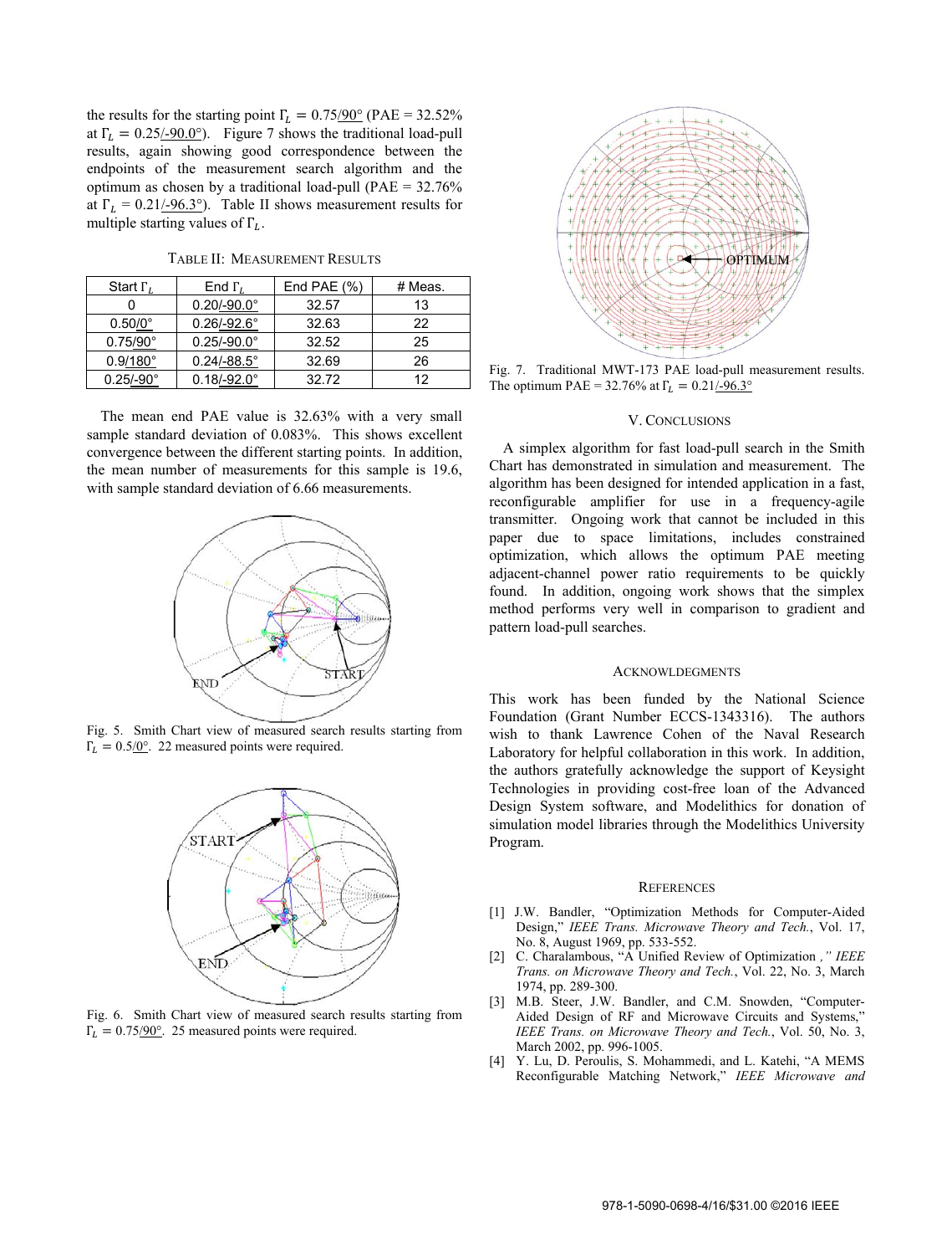the results for the starting point $\Gamma_L = 0.75\underline{/90°}$ (PAE = 32.52% at $\Gamma_L = 0.25\underline{/-90.0°}$). Figure 7 shows the traditional load-pull results, again showing good correspondence between the endpoints of the measurement search algorithm and the optimum as chosen by a traditional load-pull (PAE = 32.76% at $\Gamma_L = 0.21\underline{/-96.3°}$). Table II shows measurement results for multiple starting values of $\Gamma_L$.

TABLE II: MEASUREMENT RESULTS

| Start $\Gamma_L$ | End $\Gamma_L$ | End PAE (%) | # Meas. |
|---|---|---|---|
| 0 | $0.20\underline{/-90.0°}$ | 32.57 | 13 |
| $0.50\underline{/0°}$ | $0.26\underline{/-92.6°}$ | 32.63 | 22 |
| $0.75\underline{/90°}$ | $0.25\underline{/-90.0°}$ | 32.52 | 25 |
| $0.9\underline{/180°}$ | $0.24\underline{/-88.5°}$ | 32.69 | 26 |
| $0.25\underline{/-90°}$ | $0.18\underline{/-92.0°}$ | 32.72 | 12 |

The mean end PAE value is 32.63% with a very small sample standard deviation of 0.083%. This shows excellent convergence between the different starting points. In addition, the mean number of measurements for this sample is 19.6, with sample standard deviation of 6.66 measurements.

Fig. 5. Smith Chart view of measured search results starting from $\Gamma_L = 0.5\underline{/0°}$. 22 measured points were required.

Fig. 6. Smith Chart view of measured search results starting from $\Gamma_L = 0.75\underline{/90°}$. 25 measured points were required.

Fig. 7. Traditional MWT-173 PAE load-pull measurement results. The optimum PAE = 32.76% at $\Gamma_L = 0.21\underline{/-96.3°}$

## V. CONCLUSIONS

A simplex algorithm for fast load-pull search in the Smith Chart has demonstrated in simulation and measurement. The algorithm has been designed for intended application in a fast, reconfigurable amplifier for use in a frequency-agile transmitter. Ongoing work that cannot be included in this paper due to space limitations, includes constrained optimization, which allows the optimum PAE meeting adjacent-channel power ratio requirements to be quickly found. In addition, ongoing work shows that the simplex method performs very well in comparison to gradient and pattern load-pull searches.

## ACKNOWLEDGMENTS

This work has been funded by the National Science Foundation (Grant Number ECCS-1343316). The authors wish to thank Lawrence Cohen of the Naval Research Laboratory for helpful collaboration in this work. In addition, the authors gratefully acknowledge the support of Keysight Technologies in providing cost-free loan of the Advanced Design System software, and Modelithics for donation of simulation model libraries through the Modelithics University Program.

## REFERENCES

[1] J.W. Bandler, "Optimization Methods for Computer-Aided Design," *IEEE Trans. Microwave Theory and Tech.*, Vol. 17, No. 8, August 1969, pp. 533-552.

[2] C. Charalambous, "A Unified Review of Optimization*," IEEE Trans. on Microwave Theory and Tech.*, Vol. 22, No. 3, March 1974, pp. 289-300.

[3] M.B. Steer, J.W. Bandler, and C.M. Snowden, "Computer-Aided Design of RF and Microwave Circuits and Systems," *IEEE Trans. on Microwave Theory and Tech.*, Vol. 50, No. 3, March 2002, pp. 996-1005.

[4] Y. Lu, D. Peroulis, S. Mohammedi, and L. Katehi, "A MEMS Reconfigurable Matching Network," *IEEE Microwave and*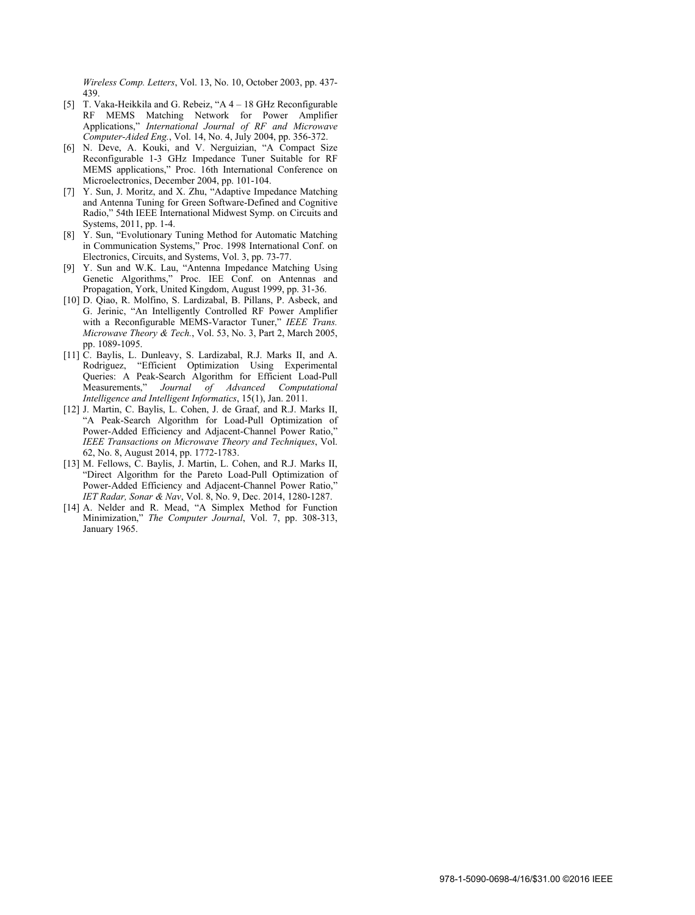*Wireless Comp. Letters*, Vol. 13, No. 10, October 2003, pp. 437-439.

[5] T. Vaka-Heikkila and G. Rebeiz, "A 4 – 18 GHz Reconfigurable RF MEMS Matching Network for Power Amplifier Applications," *International Journal of RF and Microwave Computer-Aided Eng.*, Vol. 14, No. 4, July 2004, pp. 356-372.

[6] N. Deve, A. Kouki, and V. Nerguizian, "A Compact Size Reconfigurable 1-3 GHz Impedance Tuner Suitable for RF MEMS applications," Proc. 16th International Conference on Microelectronics, December 2004, pp. 101-104.

[7] Y. Sun, J. Moritz, and X. Zhu, "Adaptive Impedance Matching and Antenna Tuning for Green Software-Defined and Cognitive Radio," 54th IEEE International Midwest Symp. on Circuits and Systems, 2011, pp. 1-4.

[8] Y. Sun, "Evolutionary Tuning Method for Automatic Matching in Communication Systems," Proc. 1998 International Conf. on Electronics, Circuits, and Systems, Vol. 3, pp. 73-77.

[9] Y. Sun and W.K. Lau, "Antenna Impedance Matching Using Genetic Algorithms," Proc. IEE Conf. on Antennas and Propagation, York, United Kingdom, August 1999, pp. 31-36.

[10] D. Qiao, R. Molfino, S. Lardizabal, B. Pillans, P. Asbeck, and G. Jerinic, "An Intelligently Controlled RF Power Amplifier with a Reconfigurable MEMS-Varactor Tuner," *IEEE Trans. Microwave Theory & Tech.*, Vol. 53, No. 3, Part 2, March 2005, pp. 1089-1095.

[11] C. Baylis, L. Dunleavy, S. Lardizabal, R.J. Marks II, and A. Rodriguez, "Efficient Optimization Using Experimental Queries: A Peak-Search Algorithm for Efficient Load-Pull Measurements," *Journal of Advanced Computational Intelligence and Intelligent Informatics*, 15(1), Jan. 2011.

[12] J. Martin, C. Baylis, L. Cohen, J. de Graaf, and R.J. Marks II, "A Peak-Search Algorithm for Load-Pull Optimization of Power-Added Efficiency and Adjacent-Channel Power Ratio," *IEEE Transactions on Microwave Theory and Techniques*, Vol. 62, No. 8, August 2014, pp. 1772-1783.

[13] M. Fellows, C. Baylis, J. Martin, L. Cohen, and R.J. Marks II, "Direct Algorithm for the Pareto Load-Pull Optimization of Power-Added Efficiency and Adjacent-Channel Power Ratio," *IET Radar, Sonar & Nav*, Vol. 8, No. 9, Dec. 2014, 1280-1287.

[14] A. Nelder and R. Mead, "A Simplex Method for Function Minimization," *The Computer Journal*, Vol. 7, pp. 308-313, January 1965.

978-1-5090-0698-4/16/$31.00 ©2016 IEEE